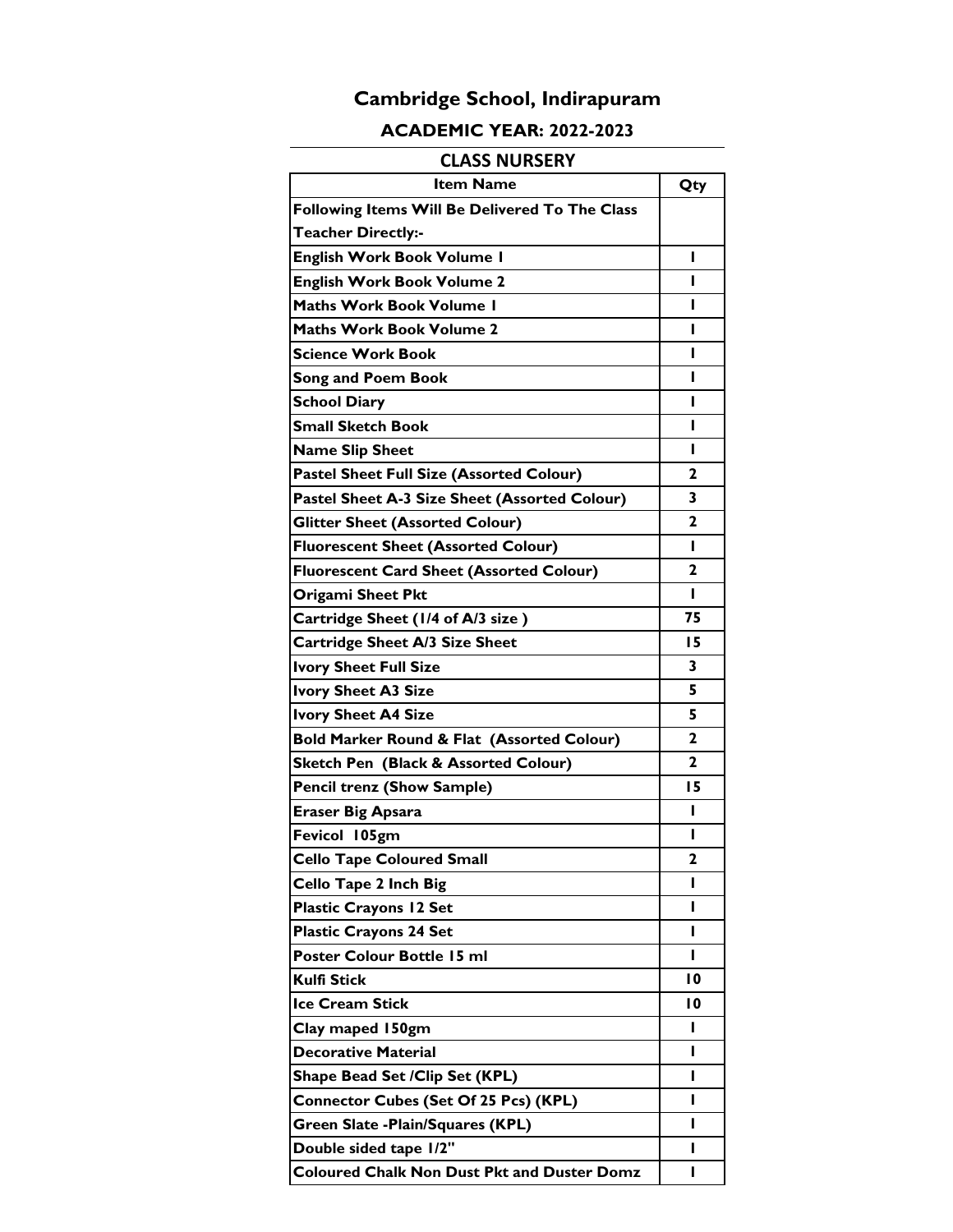# Cambridge School, Indirapuram

## ACADEMIC YEAR: 2022-2023

### CLASS NURSERY

| Item Name | Qty |
|---|---|
| **Following Items Will Be Delivered To The Class Teacher Directly:-** | |
| English Work Book Volume 1 | 1 |
| English Work Book Volume 2 | 1 |
| Maths Work Book Volume 1 | 1 |
| Maths Work Book Volume 2 | 1 |
| Science Work Book | 1 |
| Song and Poem Book | 1 |
| School Diary | 1 |
| Small Sketch Book | 1 |
| Name Slip Sheet | 1 |
| Pastel Sheet Full Size (Assorted Colour) | 2 |
| Pastel Sheet A-3 Size Sheet (Assorted Colour) | 3 |
| Glitter Sheet (Assorted Colour) | 2 |
| Fluorescent Sheet (Assorted Colour) | 1 |
| Fluorescent Card Sheet (Assorted Colour) | 2 |
| Origami Sheet Pkt | 1 |
| Cartridge Sheet (1/4 of A/3 size ) | 75 |
| Cartridge Sheet A/3 Size Sheet | 15 |
| Ivory Sheet Full Size | 3 |
| Ivory Sheet A3 Size | 5 |
| Ivory Sheet A4 Size | 5 |
| Bold Marker Round & Flat (Assorted Colour) | 2 |
| Sketch Pen (Black & Assorted Colour) | 2 |
| Pencil trenz (Show Sample) | 15 |
| Eraser Big Apsara | 1 |
| Fevicol 105gm | 1 |
| Cello Tape Coloured Small | 2 |
| Cello Tape 2 Inch Big | 1 |
| Plastic Crayons 12 Set | 1 |
| Plastic Crayons 24 Set | 1 |
| Poster Colour Bottle 15 ml | 1 |
| Kulfi Stick | 10 |
| Ice Cream Stick | 10 |
| Clay maped 150gm | 1 |
| Decorative Material | 1 |
| Shape Bead Set /Clip Set (KPL) | 1 |
| Connector Cubes (Set Of 25 Pcs) (KPL) | 1 |
| Green Slate -Plain/Squares (KPL) | 1 |
| Double sided tape 1/2" | 1 |
| Coloured Chalk Non Dust Pkt and Duster Domz | 1 |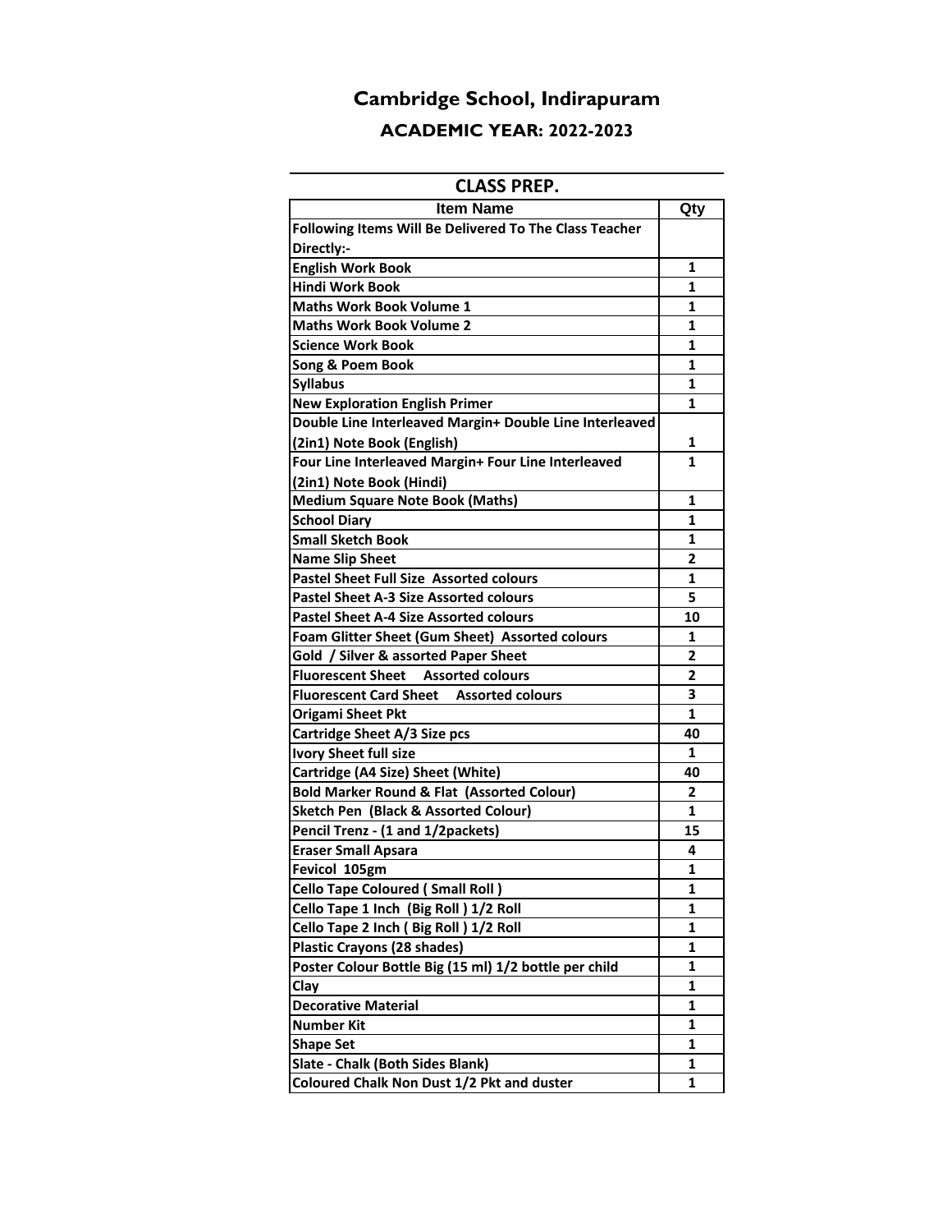# Cambridge School, Indirapuram

## ACADEMIC YEAR: 2022-2023

### CLASS PREP.

| Item Name | Qty |
|---|---|
| **Following Items Will Be Delivered To The Class Teacher Directly:-** | |
| **English Work Book** | 1 |
| **Hindi Work Book** | 1 |
| **Maths Work Book Volume 1** | 1 |
| **Maths Work Book Volume 2** | 1 |
| **Science Work Book** | 1 |
| **Song & Poem Book** | 1 |
| **Syllabus** | 1 |
| **New Exploration English Primer** | 1 |
| **Double Line Interleaved Margin+ Double Line Interleaved (2in1) Note Book (English)** | 1 |
| **Four Line Interleaved Margin+ Four Line Interleaved (2in1) Note Book (Hindi)** | 1 |
| **Medium Square Note Book (Maths)** | 1 |
| **School Diary** | 1 |
| **Small Sketch Book** | 1 |
| **Name Slip Sheet** | 2 |
| **Pastel Sheet Full Size Assorted colours** | 1 |
| **Pastel Sheet A-3 Size Assorted colours** | 5 |
| **Pastel Sheet A-4 Size Assorted colours** | 10 |
| **Foam Glitter Sheet (Gum Sheet) Assorted colours** | 1 |
| **Gold / Silver & assorted Paper Sheet** | 2 |
| **Fluorescent Sheet Assorted colours** | 2 |
| **Fluorescent Card Sheet Assorted colours** | 3 |
| **Origami Sheet Pkt** | 1 |
| **Cartridge Sheet A/3 Size pcs** | 40 |
| **Ivory Sheet full size** | 1 |
| **Cartridge (A4 Size) Sheet (White)** | 40 |
| **Bold Marker Round & Flat (Assorted Colour)** | 2 |
| **Sketch Pen (Black & Assorted Colour)** | 1 |
| **Pencil Trenz - (1 and 1/2packets)** | 15 |
| **Eraser Small Apsara** | 4 |
| **Fevicol 105gm** | 1 |
| **Cello Tape Coloured ( Small Roll )** | 1 |
| **Cello Tape 1 Inch (Big Roll ) 1/2 Roll** | 1 |
| **Cello Tape 2 Inch ( Big Roll ) 1/2 Roll** | 1 |
| **Plastic Crayons (28 shades)** | 1 |
| **Poster Colour Bottle Big (15 ml) 1/2 bottle per child** | 1 |
| **Clay** | 1 |
| **Decorative Material** | 1 |
| **Number Kit** | 1 |
| **Shape Set** | 1 |
| **Slate - Chalk (Both Sides Blank)** | 1 |
| **Coloured Chalk Non Dust 1/2 Pkt and duster** | 1 |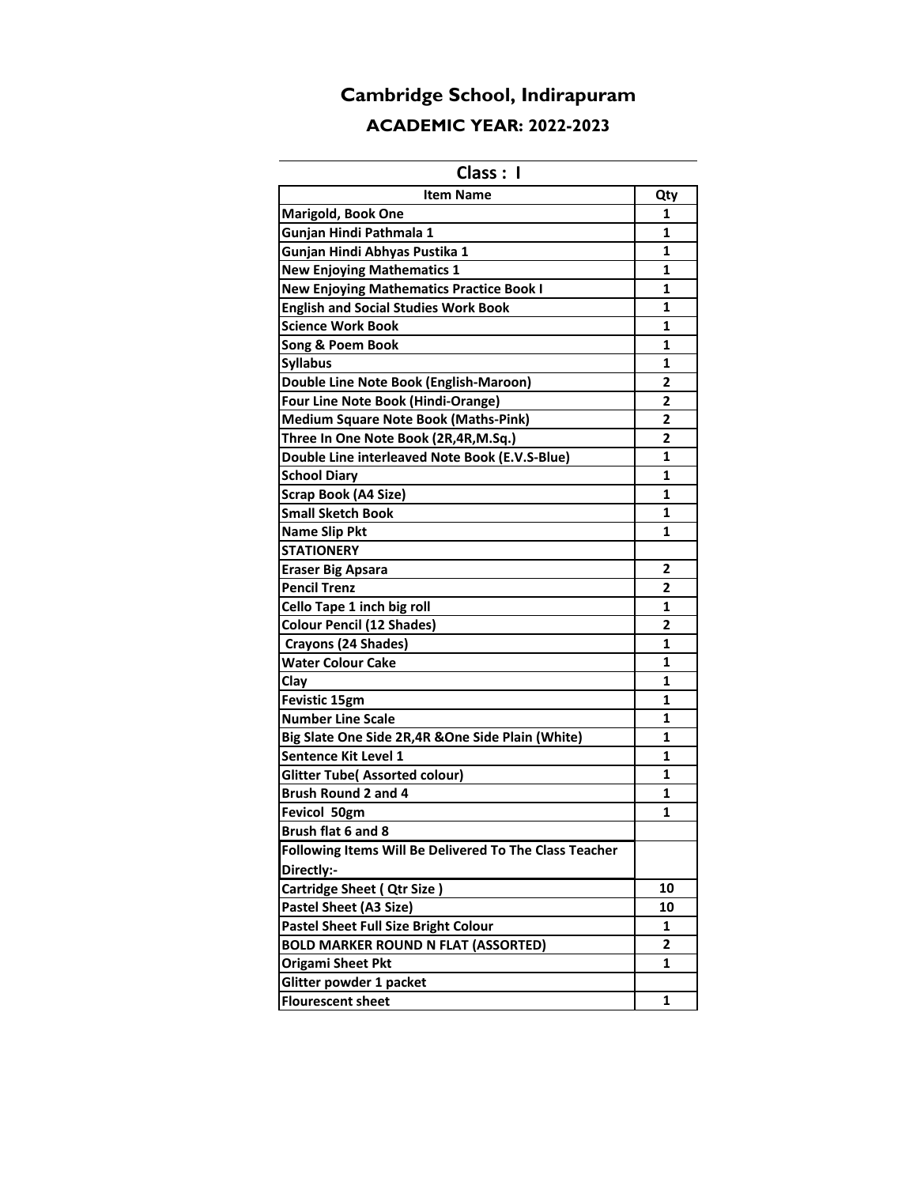# Cambridge School, Indirapuram

## ACADEMIC YEAR: 2022-2023

### Class : I

| Item Name | Qty |
|---|---|
| **Marigold, Book One** | **1** |
| **Gunjan Hindi Pathmala 1** | **1** |
| **Gunjan Hindi Abhyas Pustika 1** | **1** |
| **New Enjoying Mathematics 1** | **1** |
| **New Enjoying Mathematics Practice Book I** | **1** |
| **English and Social Studies Work Book** | **1** |
| **Science Work Book** | **1** |
| **Song & Poem Book** | **1** |
| **Syllabus** | **1** |
| **Double Line Note Book (English-Maroon)** | **2** |
| **Four Line Note Book (Hindi-Orange)** | **2** |
| **Medium Square Note Book (Maths-Pink)** | **2** |
| **Three In One Note Book (2R,4R,M.Sq.)** | **2** |
| **Double Line interleaved Note Book (E.V.S-Blue)** | **1** |
| **School Diary** | **1** |
| **Scrap Book (A4 Size)** | **1** |
| **Small Sketch Book** | **1** |
| **Name Slip Pkt** | **1** |
| **STATIONERY** | |
| **Eraser Big Apsara** | **2** |
| **Pencil Trenz** | **2** |
| **Cello Tape 1 inch big roll** | **1** |
| **Colour Pencil (12 Shades)** | **2** |
| **Crayons (24 Shades)** | **1** |
| **Water Colour Cake** | **1** |
| **Clay** | **1** |
| **Fevistic 15gm** | **1** |
| **Number Line Scale** | **1** |
| **Big Slate One Side 2R,4R &One Side Plain (White)** | **1** |
| **Sentence Kit Level 1** | **1** |
| **Glitter Tube( Assorted colour)** | **1** |
| **Brush Round 2 and 4** | **1** |
| **Fevicol 50gm** | **1** |
| **Brush flat 6 and 8** | |
| **Following Items Will Be Delivered To The Class Teacher Directly:-** | |
| **Cartridge Sheet ( Qtr Size )** | **10** |
| **Pastel Sheet (A3 Size)** | **10** |
| **Pastel Sheet Full Size Bright Colour** | **1** |
| **BOLD MARKER ROUND N FLAT (ASSORTED)** | **2** |
| **Origami Sheet Pkt** | **1** |
| **Glitter powder 1 packet** | |
| **Flourescent sheet** | **1** |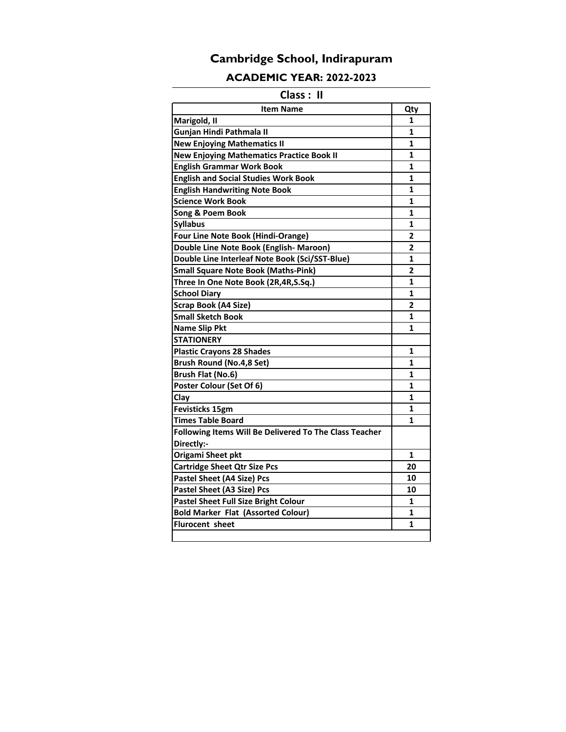# Cambridge School, Indirapuram

## ACADEMIC YEAR: 2022-2023

### Class : II

| Item Name | Qty |
|---|---|
| Marigold, II | 1 |
| Gunjan Hindi Pathmala II | 1 |
| New Enjoying Mathematics II | 1 |
| New Enjoying Mathematics Practice Book II | 1 |
| English Grammar Work Book | 1 |
| English and Social Studies Work Book | 1 |
| English Handwriting Note Book | 1 |
| Science Work Book | 1 |
| Song & Poem Book | 1 |
| Syllabus | 1 |
| Four Line Note Book (Hindi-Orange) | 2 |
| Double Line Note Book (English- Maroon) | 2 |
| Double Line Interleaf Note Book (Sci/SST-Blue) | 1 |
| Small Square Note Book (Maths-Pink) | 2 |
| Three In One Note Book (2R,4R,S.Sq.) | 1 |
| School Diary | 1 |
| Scrap Book (A4 Size) | 2 |
| Small Sketch Book | 1 |
| Name Slip Pkt | 1 |
| STATIONERY | |
| Plastic Crayons 28 Shades | 1 |
| Brush Round (No.4,8 Set) | 1 |
| Brush Flat (No.6) | 1 |
| Poster Colour (Set Of 6) | 1 |
| Clay | 1 |
| Fevisticks 15gm | 1 |
| Times Table Board | 1 |
| Following Items Will Be Delivered To The Class Teacher Directly:- | |
| Origami Sheet pkt | 1 |
| Cartridge Sheet Qtr Size Pcs | 20 |
| Pastel Sheet (A4 Size) Pcs | 10 |
| Pastel Sheet (A3 Size) Pcs | 10 |
| Pastel Sheet Full Size Bright Colour | 1 |
| Bold Marker Flat (Assorted Colour) | 1 |
| Flurocent sheet | 1 |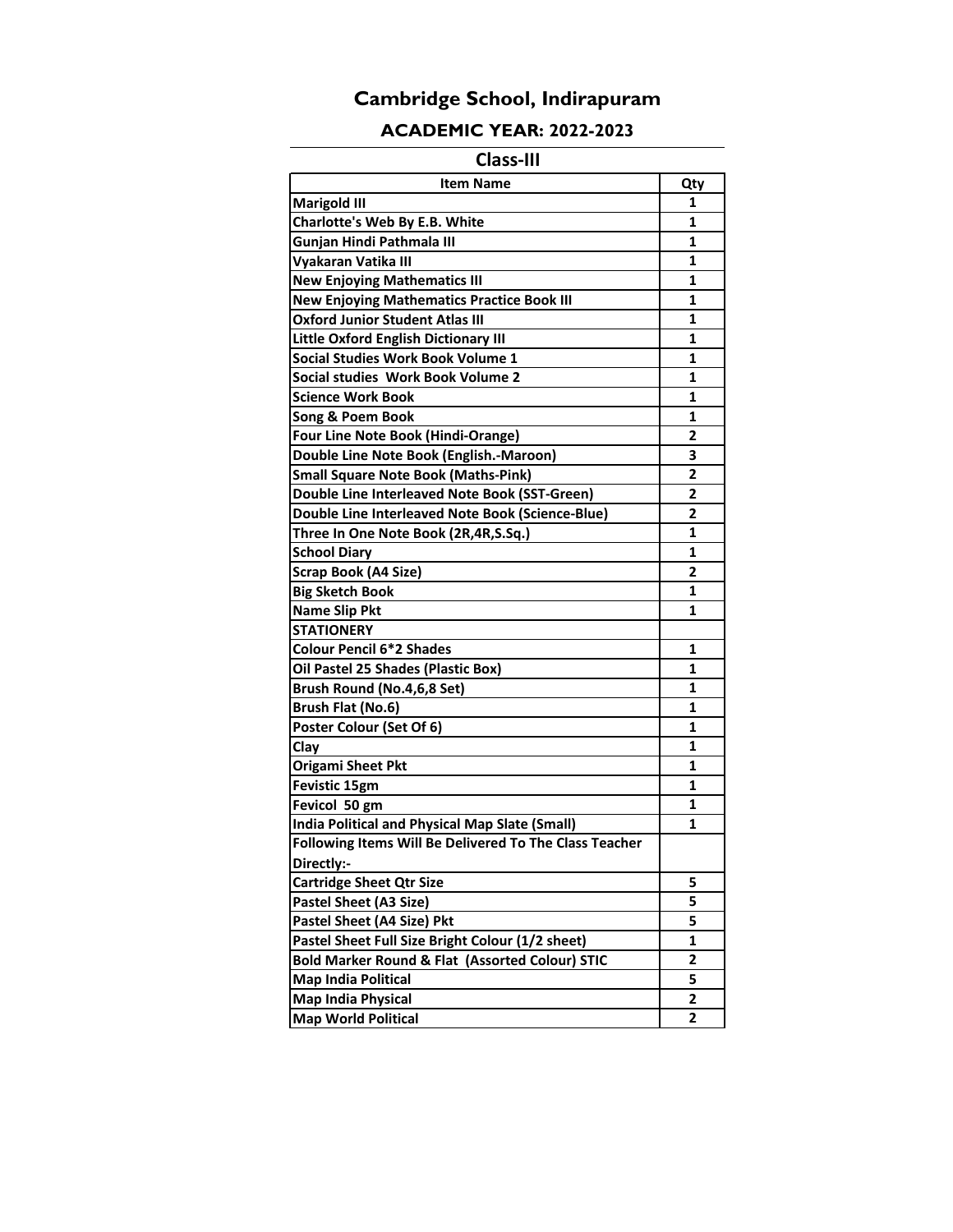# Cambridge School, Indirapuram

## ACADEMIC YEAR: 2022-2023

### Class-III

| Item Name | Qty |
|---|---|
| Marigold III | 1 |
| Charlotte's Web By E.B. White | 1 |
| Gunjan Hindi Pathmala III | 1 |
| Vyakaran Vatika III | 1 |
| New Enjoying Mathematics III | 1 |
| New Enjoying Mathematics Practice Book III | 1 |
| Oxford Junior Student Atlas III | 1 |
| Little Oxford English Dictionary III | 1 |
| Social Studies Work Book Volume 1 | 1 |
| Social studies Work Book Volume 2 | 1 |
| Science Work Book | 1 |
| Song & Poem Book | 1 |
| Four Line Note Book (Hindi-Orange) | 2 |
| Double Line Note Book (English.-Maroon) | 3 |
| Small Square Note Book (Maths-Pink) | 2 |
| Double Line Interleaved Note Book (SST-Green) | 2 |
| Double Line Interleaved Note Book (Science-Blue) | 2 |
| Three In One Note Book (2R,4R,S.Sq.) | 1 |
| School Diary | 1 |
| Scrap Book (A4 Size) | 2 |
| Big Sketch Book | 1 |
| Name Slip Pkt | 1 |
| STATIONERY | |
| Colour Pencil 6*2 Shades | 1 |
| Oil Pastel 25 Shades (Plastic Box) | 1 |
| Brush Round (No.4,6,8 Set) | 1 |
| Brush Flat (No.6) | 1 |
| Poster Colour (Set Of 6) | 1 |
| Clay | 1 |
| Origami Sheet Pkt | 1 |
| Fevistic 15gm | 1 |
| Fevicol 50 gm | 1 |
| India Political and Physical Map Slate (Small) | 1 |
| Following Items Will Be Delivered To The Class Teacher Directly:- | |
| Cartridge Sheet Qtr Size | 5 |
| Pastel Sheet (A3 Size) | 5 |
| Pastel Sheet (A4 Size) Pkt | 5 |
| Pastel Sheet Full Size Bright Colour (1/2 sheet) | 1 |
| Bold Marker Round & Flat (Assorted Colour) STIC | 2 |
| Map India Political | 5 |
| Map India Physical | 2 |
| Map World Political | 2 |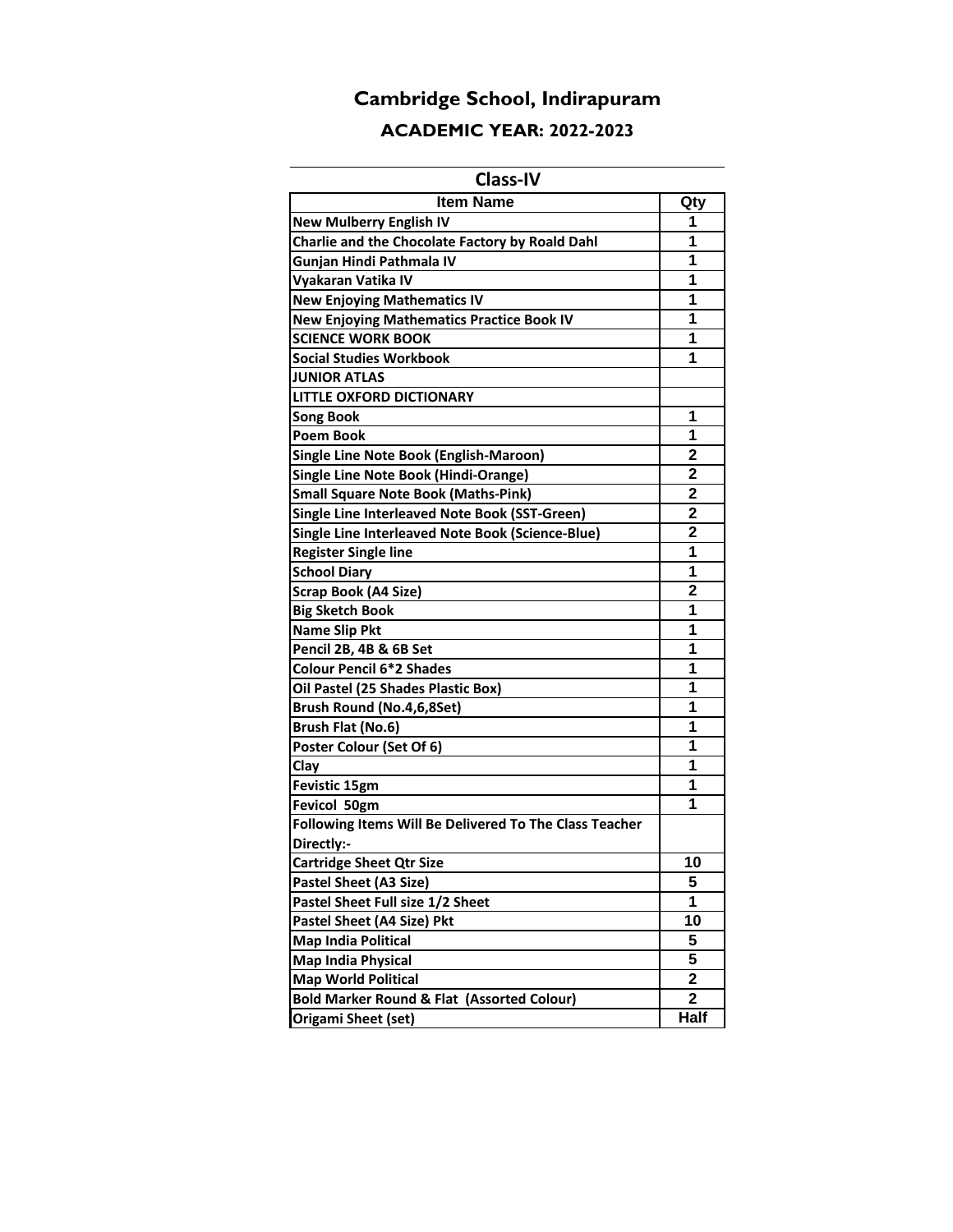# Cambridge School, Indirapuram

## ACADEMIC YEAR: 2022-2023

### Class-IV

| Item Name | Qty |
|---|---|
| New Mulberry English IV | 1 |
| Charlie and the Chocolate Factory by Roald Dahl | 1 |
| Gunjan Hindi Pathmala IV | 1 |
| Vyakaran Vatika IV | 1 |
| New Enjoying Mathematics IV | 1 |
| New Enjoying Mathematics Practice Book IV | 1 |
| SCIENCE WORK BOOK | 1 |
| Social Studies Workbook | 1 |
| JUNIOR ATLAS | |
| LITTLE OXFORD DICTIONARY | |
| Song Book | 1 |
| Poem Book | 1 |
| Single Line Note Book (English-Maroon) | 2 |
| Single Line Note Book (Hindi-Orange) | 2 |
| Small Square Note Book (Maths-Pink) | 2 |
| Single Line Interleaved Note Book (SST-Green) | 2 |
| Single Line Interleaved Note Book (Science-Blue) | 2 |
| Register Single line | 1 |
| School Diary | 1 |
| Scrap Book (A4 Size) | 2 |
| Big Sketch Book | 1 |
| Name Slip Pkt | 1 |
| Pencil 2B, 4B & 6B Set | 1 |
| Colour Pencil 6*2 Shades | 1 |
| Oil Pastel (25 Shades Plastic Box) | 1 |
| Brush Round (No.4,6,8Set) | 1 |
| Brush Flat (No.6) | 1 |
| Poster Colour (Set Of 6) | 1 |
| Clay | 1 |
| Fevistic 15gm | 1 |
| Fevicol 50gm | 1 |
| Following Items Will Be Delivered To The Class Teacher Directly:- | |
| Cartridge Sheet Qtr Size | 10 |
| Pastel Sheet (A3 Size) | 5 |
| Pastel Sheet Full size 1/2 Sheet | 1 |
| Pastel Sheet (A4 Size) Pkt | 10 |
| Map India Political | 5 |
| Map India Physical | 5 |
| Map World Political | 2 |
| Bold Marker Round & Flat (Assorted Colour) | 2 |
| Origami Sheet (set) | Half |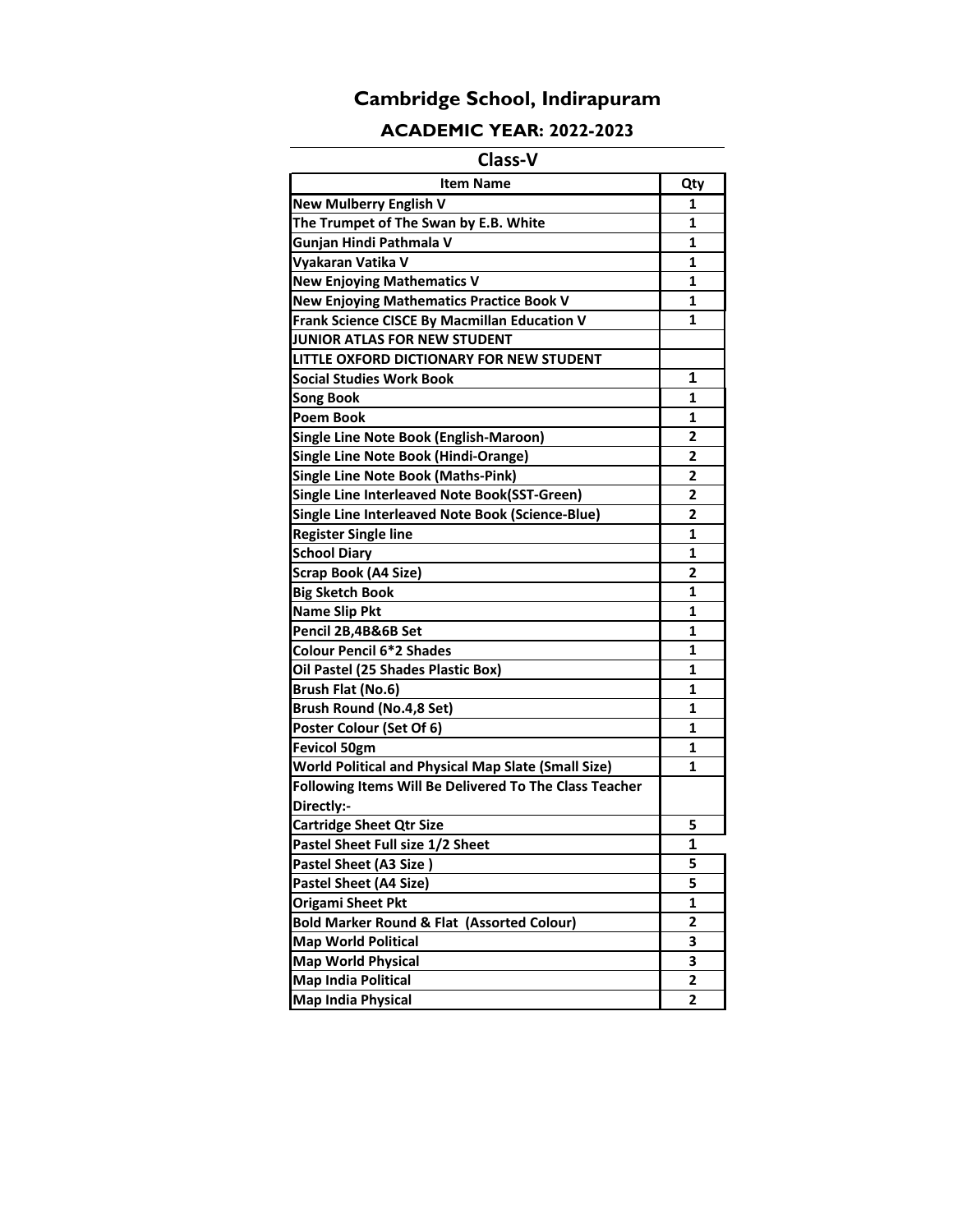# Cambridge School, Indirapuram

## ACADEMIC YEAR: 2022-2023

### Class-V

| Item Name | Qty |
|---|---|
| New Mulberry English V | 1 |
| The Trumpet of The Swan by E.B. White | 1 |
| Gunjan Hindi Pathmala V | 1 |
| Vyakaran Vatika V | 1 |
| New Enjoying Mathematics V | 1 |
| New Enjoying Mathematics Practice Book V | 1 |
| Frank Science CISCE By Macmillan Education V | 1 |
| JUNIOR ATLAS FOR NEW STUDENT | |
| LITTLE OXFORD DICTIONARY FOR NEW STUDENT | |
| Social Studies Work Book | 1 |
| Song Book | 1 |
| Poem Book | 1 |
| Single Line Note Book (English-Maroon) | 2 |
| Single Line Note Book (Hindi-Orange) | 2 |
| Single Line Note Book (Maths-Pink) | 2 |
| Single Line Interleaved Note Book(SST-Green) | 2 |
| Single Line Interleaved Note Book (Science-Blue) | 2 |
| Register Single line | 1 |
| School Diary | 1 |
| Scrap Book (A4 Size) | 2 |
| Big Sketch Book | 1 |
| Name Slip Pkt | 1 |
| Pencil 2B,4B&6B Set | 1 |
| Colour Pencil 6*2 Shades | 1 |
| Oil Pastel (25 Shades Plastic Box) | 1 |
| Brush Flat (No.6) | 1 |
| Brush Round (No.4,8 Set) | 1 |
| Poster Colour (Set Of 6) | 1 |
| Fevicol 50gm | 1 |
| World Political and Physical Map Slate (Small Size) | 1 |
| Following Items Will Be Delivered To The Class Teacher Directly:- | |
| Cartridge Sheet Qtr Size | 5 |
| Pastel Sheet Full size 1/2 Sheet | 1 |
| Pastel Sheet (A3 Size ) | 5 |
| Pastel Sheet (A4 Size) | 5 |
| Origami Sheet Pkt | 1 |
| Bold Marker Round & Flat (Assorted Colour) | 2 |
| Map World Political | 3 |
| Map World Physical | 3 |
| Map India Political | 2 |
| Map India Physical | 2 |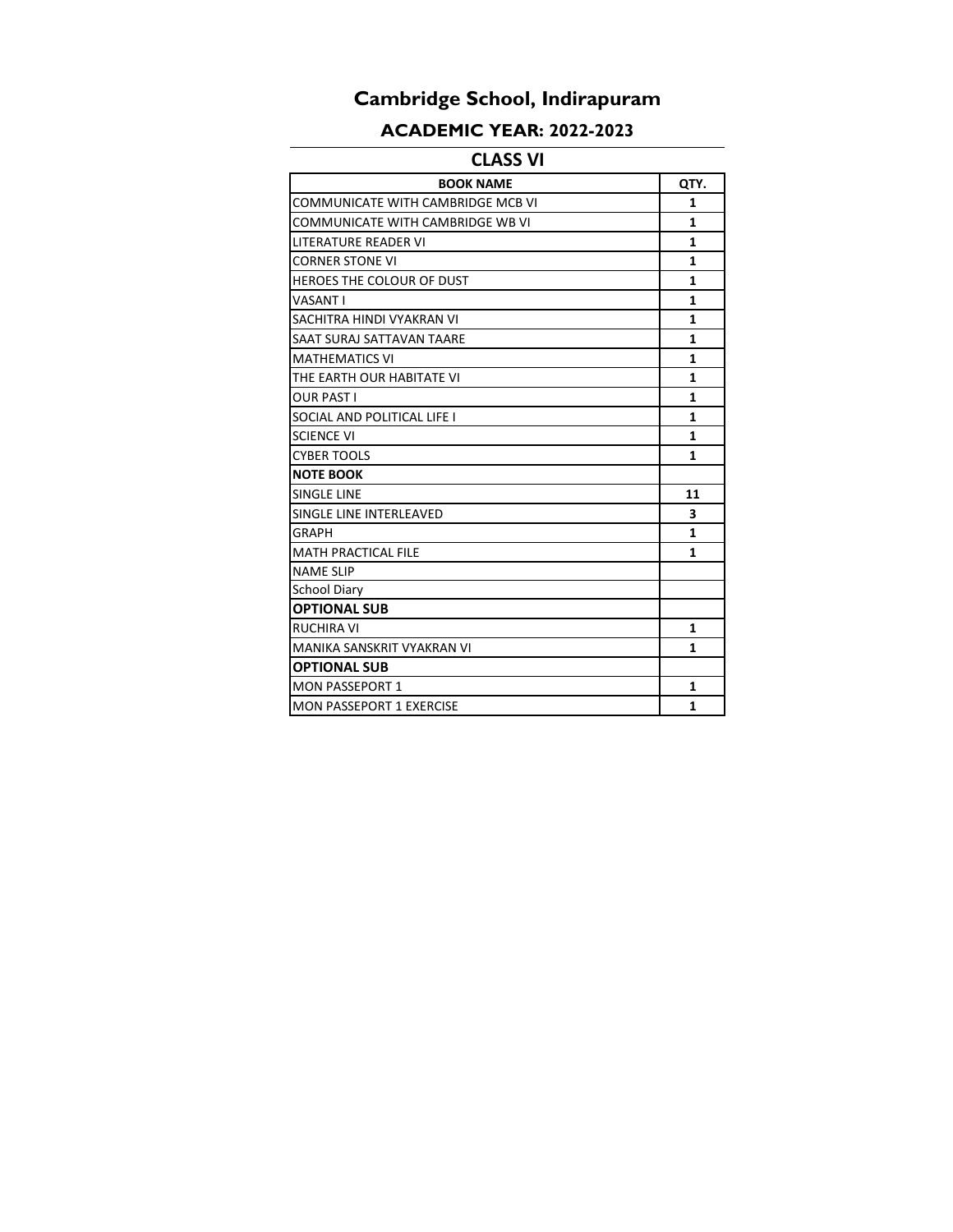# Cambridge School, Indirapuram

## ACADEMIC YEAR: 2022-2023

### CLASS VI

| BOOK NAME | QTY. |
|---|---|
| COMMUNICATE WITH CAMBRIDGE MCB VI | 1 |
| COMMUNICATE WITH CAMBRIDGE WB VI | 1 |
| LITERATURE READER VI | 1 |
| CORNER STONE VI | 1 |
| HEROES THE COLOUR OF DUST | 1 |
| VASANT I | 1 |
| SACHITRA HINDI VYAKRAN VI | 1 |
| SAAT SURAJ SATTAVAN TAARE | 1 |
| MATHEMATICS VI | 1 |
| THE EARTH OUR HABITATE VI | 1 |
| OUR PAST I | 1 |
| SOCIAL AND POLITICAL LIFE I | 1 |
| SCIENCE VI | 1 |
| CYBER TOOLS | 1 |
| **NOTE BOOK** | |
| SINGLE LINE | 11 |
| SINGLE LINE INTERLEAVED | 3 |
| GRAPH | 1 |
| MATH PRACTICAL FILE | 1 |
| NAME SLIP | |
| School Diary | |
| **OPTIONAL SUB** | |
| RUCHIRA VI | 1 |
| MANIKA SANSKRIT VYAKRAN VI | 1 |
| **OPTIONAL SUB** | |
| MON PASSEPORT 1 | 1 |
| MON PASSEPORT 1 EXERCISE | 1 |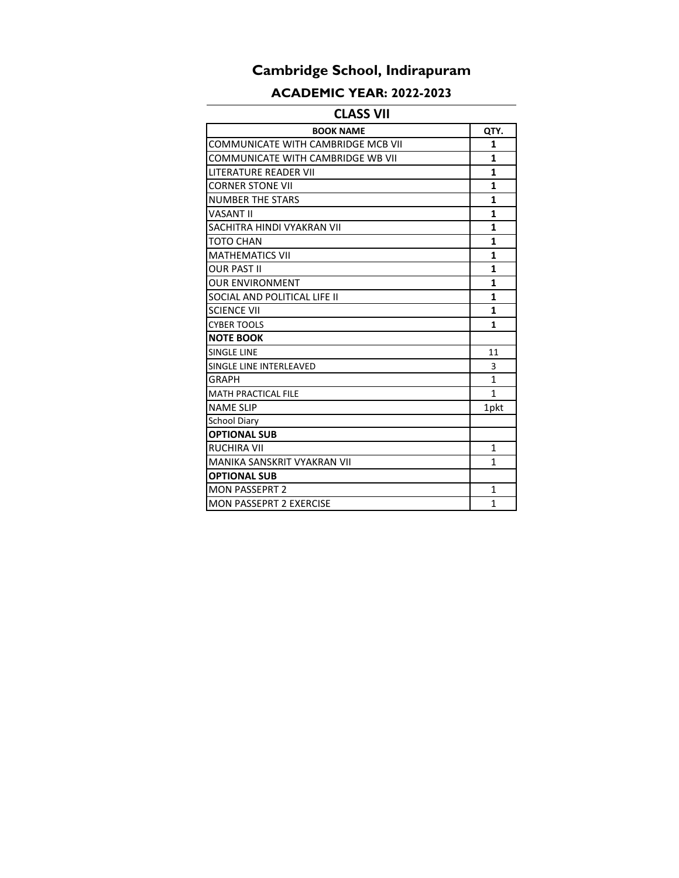# Cambridge School, Indirapuram

## ACADEMIC YEAR: 2022-2023

### CLASS VII

| BOOK NAME | QTY. |
|---|---|
| COMMUNICATE WITH CAMBRIDGE MCB VII | **1** |
| COMMUNICATE WITH CAMBRIDGE WB VII | **1** |
| LITERATURE READER VII | **1** |
| CORNER STONE VII | **1** |
| NUMBER THE STARS | **1** |
| VASANT II | **1** |
| SACHITRA HINDI VYAKRAN VII | **1** |
| TOTO CHAN | **1** |
| MATHEMATICS VII | **1** |
| OUR PAST II | **1** |
| OUR ENVIRONMENT | **1** |
| SOCIAL AND POLITICAL LIFE II | **1** |
| SCIENCE VII | **1** |
| CYBER TOOLS | **1** |
| **NOTE BOOK** | |
| SINGLE LINE | 11 |
| SINGLE LINE INTERLEAVED | 3 |
| GRAPH | 1 |
| MATH PRACTICAL FILE | 1 |
| NAME SLIP | 1pkt |
| School Diary | |
| **OPTIONAL SUB** | |
| RUCHIRA VII | 1 |
| MANIKA SANSKRIT VYAKRAN VII | 1 |
| **OPTIONAL SUB** | |
| MON PASSEPRT 2 | 1 |
| MON PASSEPRT 2 EXERCISE | 1 |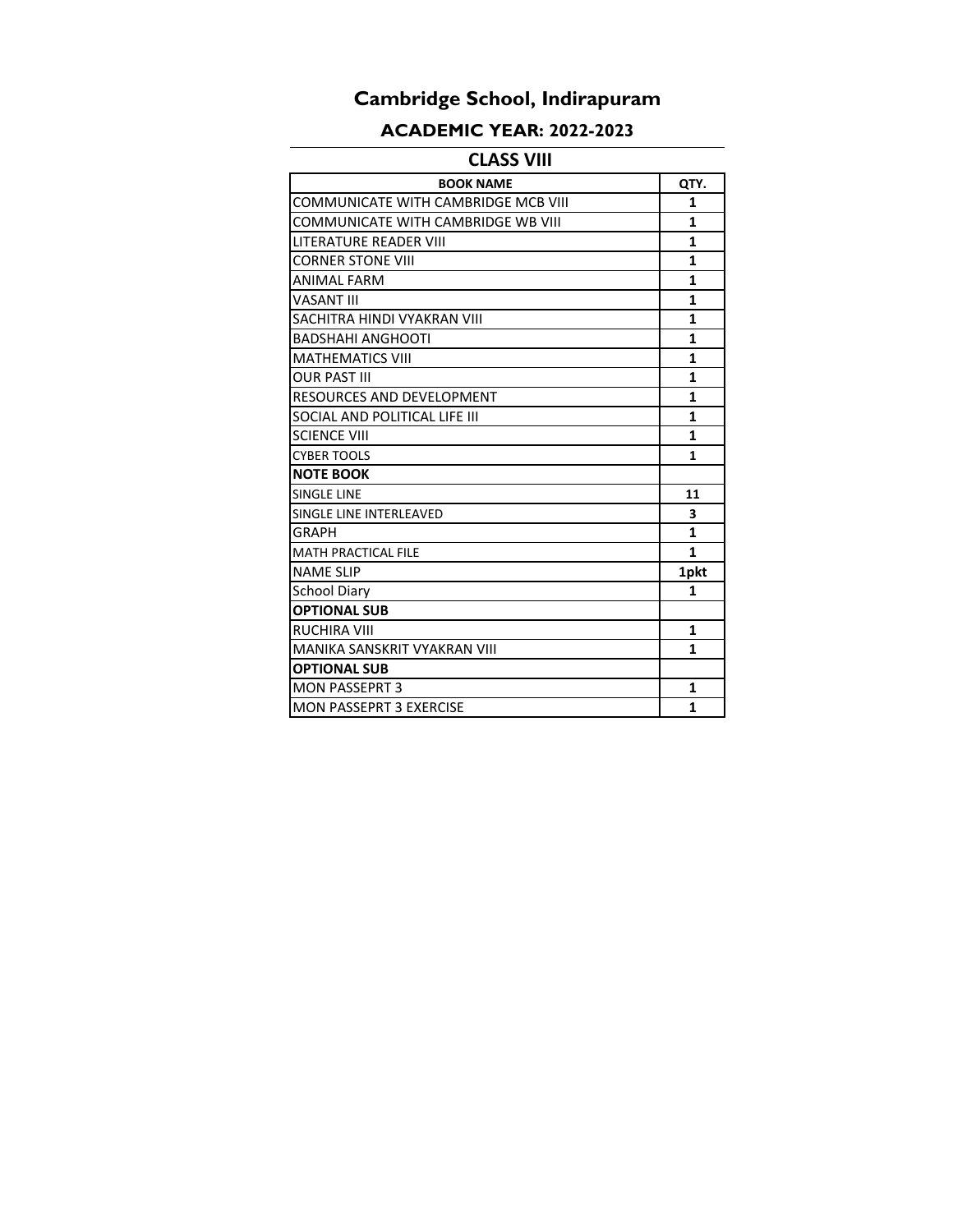# Cambridge School, Indirapuram

## ACADEMIC YEAR: 2022-2023

### CLASS VIII

| BOOK NAME | QTY. |
|---|---|
| COMMUNICATE WITH CAMBRIDGE MCB VIII | 1 |
| COMMUNICATE WITH CAMBRIDGE WB VIII | 1 |
| LITERATURE READER VIII | 1 |
| CORNER STONE VIII | 1 |
| ANIMAL FARM | 1 |
| VASANT III | 1 |
| SACHITRA HINDI VYAKRAN VIII | 1 |
| BADSHAHI ANGHOOTI | 1 |
| MATHEMATICS VIII | 1 |
| OUR PAST III | 1 |
| RESOURCES AND DEVELOPMENT | 1 |
| SOCIAL AND POLITICAL LIFE III | 1 |
| SCIENCE VIII | 1 |
| CYBER TOOLS | 1 |
| **NOTE BOOK** | |
| SINGLE LINE | 11 |
| SINGLE LINE INTERLEAVED | 3 |
| GRAPH | 1 |
| MATH PRACTICAL FILE | 1 |
| NAME SLIP | 1pkt |
| School Diary | 1 |
| **OPTIONAL SUB** | |
| RUCHIRA VIII | 1 |
| MANIKA SANSKRIT VYAKRAN VIII | 1 |
| **OPTIONAL SUB** | |
| MON PASSEPRT 3 | 1 |
| MON PASSEPRT 3 EXERCISE | 1 |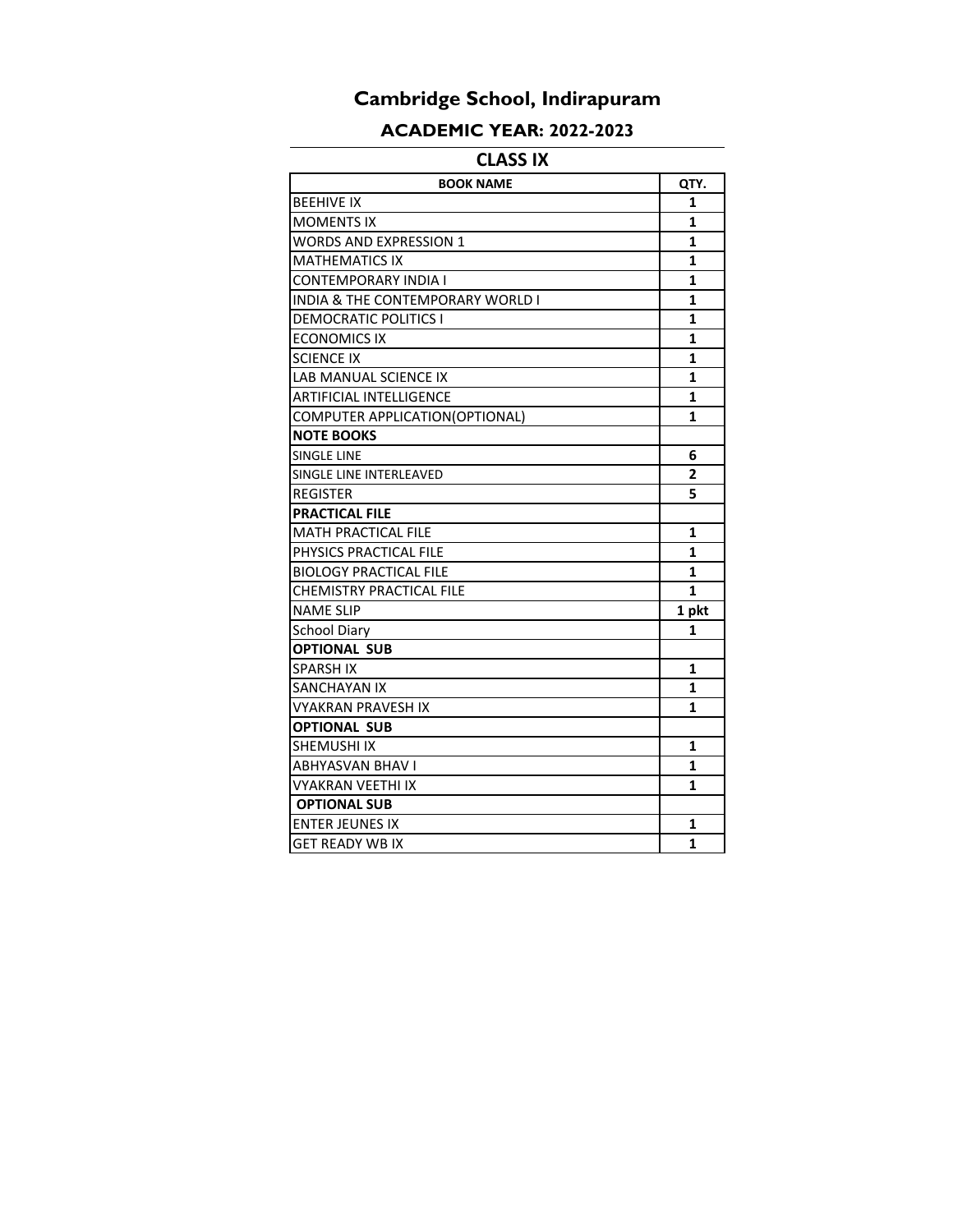# Cambridge School, Indirapuram

## ACADEMIC YEAR: 2022-2023

## CLASS IX

| BOOK NAME | QTY. |
|---|---|
| BEEHIVE IX | 1 |
| MOMENTS IX | 1 |
| WORDS AND EXPRESSION 1 | 1 |
| MATHEMATICS IX | 1 |
| CONTEMPORARY INDIA I | 1 |
| INDIA & THE CONTEMPORARY WORLD I | 1 |
| DEMOCRATIC POLITICS I | 1 |
| ECONOMICS IX | 1 |
| SCIENCE IX | 1 |
| LAB MANUAL SCIENCE IX | 1 |
| ARTIFICIAL INTELLIGENCE | 1 |
| COMPUTER APPLICATION(OPTIONAL) | 1 |
| **NOTE BOOKS** | |
| SINGLE LINE | 6 |
| SINGLE LINE INTERLEAVED | 2 |
| REGISTER | 5 |
| **PRACTICAL FILE** | |
| MATH PRACTICAL FILE | 1 |
| PHYSICS PRACTICAL FILE | 1 |
| BIOLOGY PRACTICAL FILE | 1 |
| CHEMISTRY PRACTICAL FILE | 1 |
| NAME SLIP | 1 pkt |
| School Diary | 1 |
| **OPTIONAL SUB** | |
| SPARSH IX | 1 |
| SANCHAYAN IX | 1 |
| VYAKRAN PRAVESH IX | 1 |
| **OPTIONAL SUB** | |
| SHEMUSHI IX | 1 |
| ABHYASVAN BHAV I | 1 |
| VYAKRAN VEETHI IX | 1 |
| **OPTIONAL SUB** | |
| ENTER JEUNES IX | 1 |
| GET READY WB IX | 1 |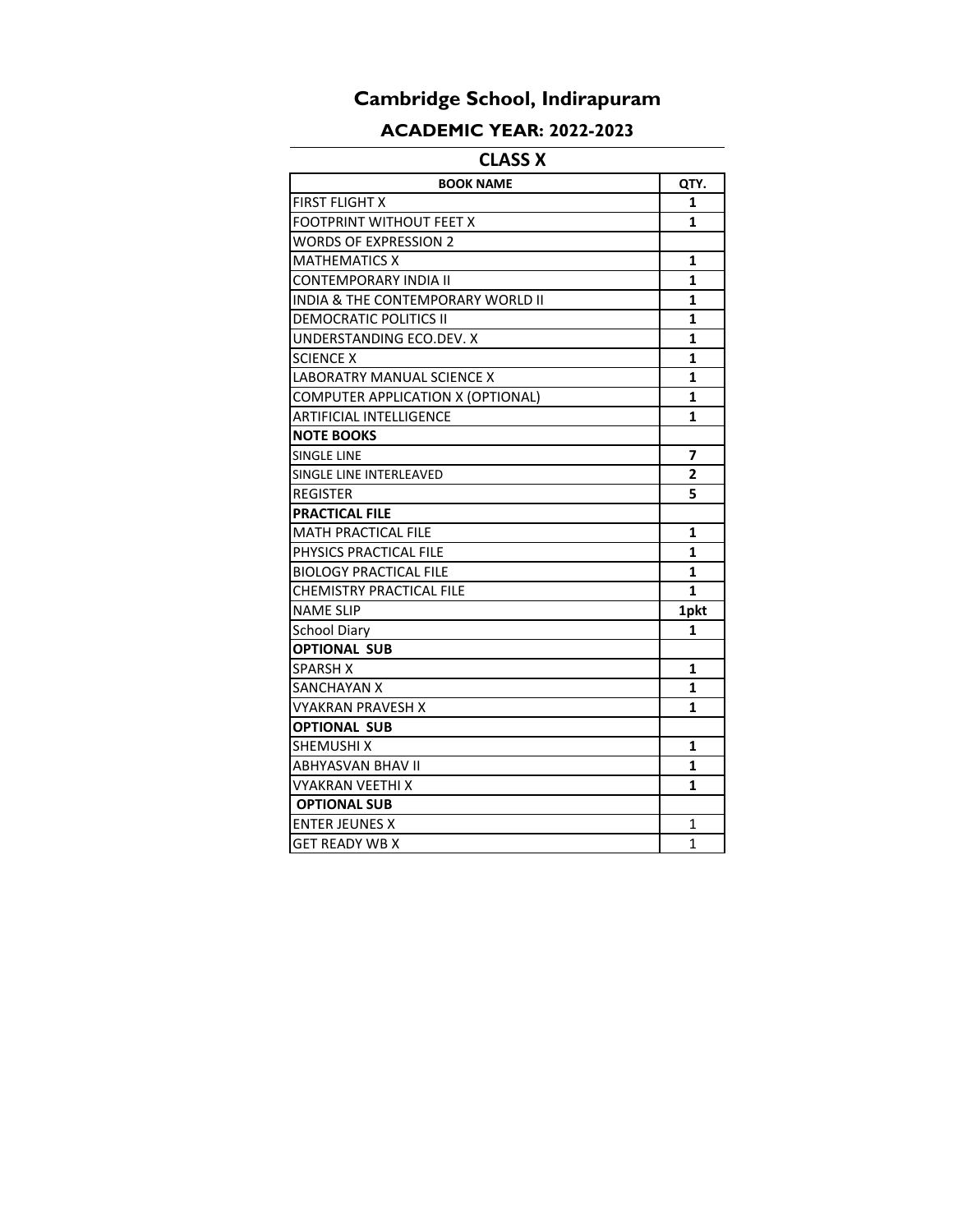# Cambridge School, Indirapuram

## ACADEMIC YEAR: 2022-2023

### CLASS X

| BOOK NAME | QTY. |
|---|---|
| FIRST FLIGHT X | **1** |
| FOOTPRINT WITHOUT FEET X | **1** |
| WORDS OF EXPRESSION 2 | |
| MATHEMATICS X | **1** |
| CONTEMPORARY INDIA II | **1** |
| INDIA & THE CONTEMPORARY WORLD II | **1** |
| DEMOCRATIC POLITICS II | **1** |
| UNDERSTANDING ECO.DEV. X | **1** |
| SCIENCE X | **1** |
| LABORATRY MANUAL SCIENCE X | **1** |
| COMPUTER APPLICATION X (OPTIONAL) | **1** |
| ARTIFICIAL INTELLIGENCE | **1** |
| **NOTE BOOKS** | |
| SINGLE LINE | **7** |
| SINGLE LINE INTERLEAVED | **2** |
| REGISTER | **5** |
| **PRACTICAL FILE** | |
| MATH PRACTICAL FILE | **1** |
| PHYSICS PRACTICAL FILE | **1** |
| BIOLOGY PRACTICAL FILE | **1** |
| CHEMISTRY PRACTICAL FILE | **1** |
| NAME SLIP | **1pkt** |
| School Diary | **1** |
| **OPTIONAL SUB** | |
| SPARSH X | **1** |
| SANCHAYAN X | **1** |
| VYAKRAN PRAVESH X | **1** |
| **OPTIONAL SUB** | |
| SHEMUSHI X | **1** |
| ABHYASVAN BHAV II | **1** |
| VYAKRAN VEETHI X | **1** |
| **OPTIONAL SUB** | |
| ENTER JEUNES X | 1 |
| GET READY WB X | 1 |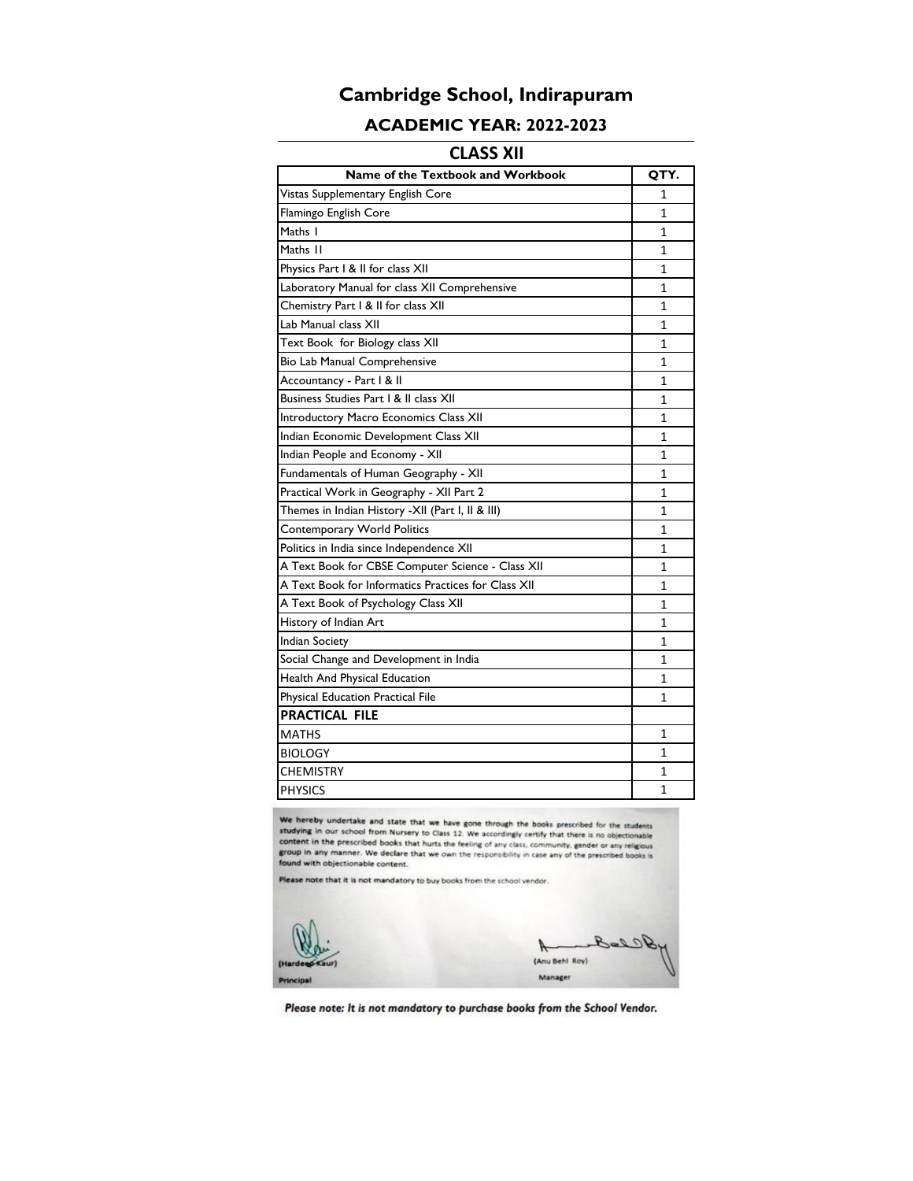# Cambridge School, Indirapuram

## ACADEMIC YEAR: 2022-2023

### CLASS XII

| Name of the Textbook and Workbook | QTY. |
|---|---|
| Vistas Supplementary English Core | 1 |
| Flamingo English Core | 1 |
| Maths I | 1 |
| Maths II | 1 |
| Physics Part I & II for class XII | 1 |
| Laboratory Manual for class XII Comprehensive | 1 |
| Chemistry Part I & II for class XII | 1 |
| Lab Manual class XII | 1 |
| Text Book for Biology class XII | 1 |
| Bio Lab Manual Comprehensive | 1 |
| Accountancy - Part I & II | 1 |
| Business Studies Part I & II class XII | 1 |
| Introductory Macro Economics Class XII | 1 |
| Indian Economic Development Class XII | 1 |
| Indian People and Economy - XII | 1 |
| Fundamentals of Human Geography - XII | 1 |
| Practical Work in Geography - XII Part 2 | 1 |
| Themes in Indian History -XII (Part I, II & III) | 1 |
| Contemporary World Politics | 1 |
| Politics in India since Independence XII | 1 |
| A Text Book for CBSE Computer Science - Class XII | 1 |
| A Text Book for Informatics Practices for Class XII | 1 |
| A Text Book of Psychology Class XII | 1 |
| History of Indian Art | 1 |
| Indian Society | 1 |
| Social Change and Development in India | 1 |
| Health And Physical Education | 1 |
| Physical Education Practical File | 1 |
| **PRACTICAL FILE** | |
| MATHS | 1 |
| BIOLOGY | 1 |
| CHEMISTRY | 1 |
| PHYSICS | 1 |

We hereby undertake and state that we have gone through the books prescribed for the students studying in our school from Nursery to Class 12. We accordingly certify that there is no objectionable content in the prescribed books that hurts the feeling of any class, community, gender or any religious group in any manner. We declare that we own the responsibility in case any of the prescribed books is found with objectionable content.

Please note that it is not mandatory to buy books from the school vendor.

(Hardeep Kaur)
Principal

(Anu Behl Roy)
Manager

***Please note: It is not mandatory to purchase books from the School Vendor.***